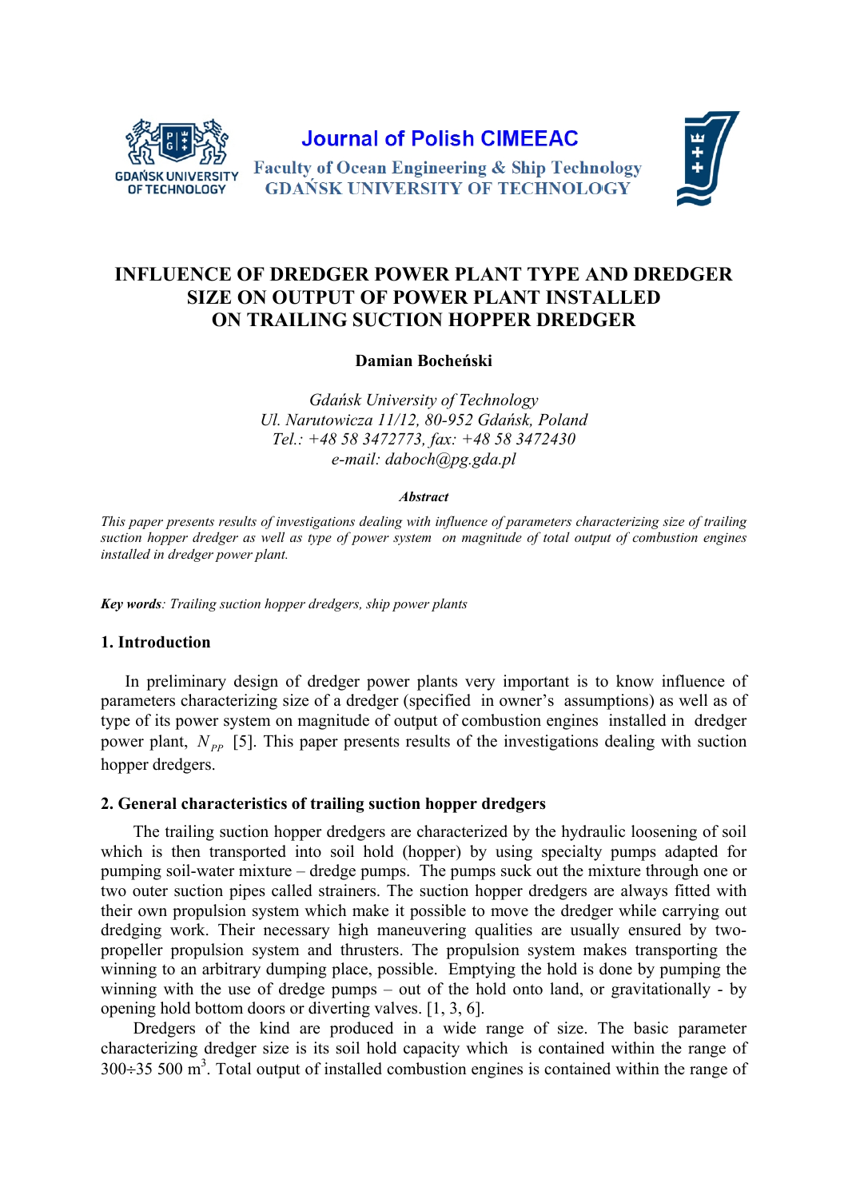Journal of Polish CIMEEAC

Faculty of Ocean Engineering & Ship Technology

GDAŃSK UNIVERSITY OF TECHNOLOGY

# INFLUENCE OF DREDGER POWER PLANT TYPE AND DREDGER SIZE ON OUTPUT OF POWER PLANT INSTALLED ON TRAILING SUCTION HOPPER DREDGER

**Damian Bocheński**

*Gdańsk University of Technology*
*Ul. Narutowicza 11/12, 80-952 Gdańsk, Poland*
*Tel.: +48 58 3472773, fax: +48 58 3472430*
*e-mail: daboch@pg.gda.pl*

***Abstract***

*This paper presents results of investigations dealing with influence of parameters characterizing size of trailing suction hopper dredger as well as type of power system on magnitude of total output of combustion engines installed in dredger power plant.*

***Key words**: Trailing suction hopper dredgers, ship power plants*

## 1. Introduction

In preliminary design of dredger power plants very important is to know influence of parameters characterizing size of a dredger (specified in owner's assumptions) as well as of type of its power system on magnitude of output of combustion engines installed in dredger power plant, $N_{PP}$ [5]. This paper presents results of the investigations dealing with suction hopper dredgers.

## 2. General characteristics of trailing suction hopper dredgers

The trailing suction hopper dredgers are characterized by the hydraulic loosening of soil which is then transported into soil hold (hopper) by using specialty pumps adapted for pumping soil-water mixture – dredge pumps. The pumps suck out the mixture through one or two outer suction pipes called strainers. The suction hopper dredgers are always fitted with their own propulsion system which make it possible to move the dredger while carrying out dredging work. Their necessary high maneuvering qualities are usually ensured by two-propeller propulsion system and thrusters. The propulsion system makes transporting the winning to an arbitrary dumping place, possible. Emptying the hold is done by pumping the winning with the use of dredge pumps – out of the hold onto land, or gravitationally - by opening hold bottom doors or diverting valves. [1, 3, 6].

Dredgers of the kind are produced in a wide range of size. The basic parameter characterizing dredger size is its soil hold capacity which is contained within the range of $300 \div 35\,500$ m$^3$. Total output of installed combustion engines is contained within the range of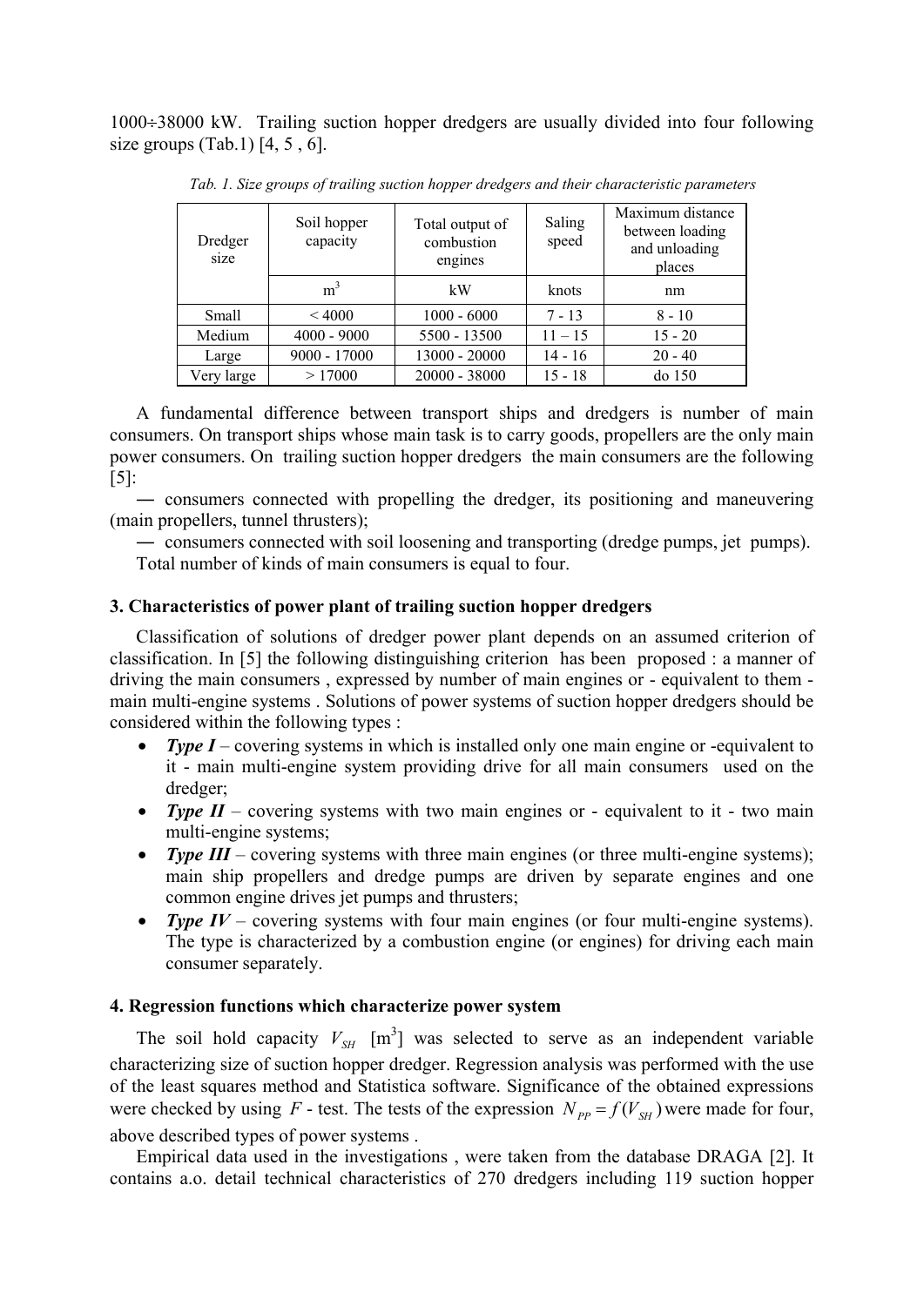1000÷38000 kW. Trailing suction hopper dredgers are usually divided into four following size groups (Tab.1) [4, 5 , 6].

*Tab. 1. Size groups of trailing suction hopper dredgers and their characteristic parameters*

| Dredger size | Soil hopper capacity | Total output of combustion engines | Saling speed | Maximum distance between loading and unloading places |
|---|---|---|---|---|
| | $m^3$ | kW | knots | nm |
| Small | < 4000 | 1000 - 6000 | 7 - 13 | 8 - 10 |
| Medium | 4000 - 9000 | 5500 - 13500 | 11 – 15 | 15 - 20 |
| Large | 9000 - 17000 | 13000 - 20000 | 14 - 16 | 20 - 40 |
| Very large | > 17000 | 20000 - 38000 | 15 - 18 | do 150 |

A fundamental difference between transport ships and dredgers is number of main consumers. On transport ships whose main task is to carry goods, propellers are the only main power consumers. On trailing suction hopper dredgers the main consumers are the following [5]:

— consumers connected with propelling the dredger, its positioning and maneuvering (main propellers, tunnel thrusters);

— consumers connected with soil loosening and transporting (dredge pumps, jet pumps).

Total number of kinds of main consumers is equal to four.

### 3. Characteristics of power plant of trailing suction hopper dredgers

Classification of solutions of dredger power plant depends on an assumed criterion of classification. In [5] the following distinguishing criterion has been proposed : a manner of driving the main consumers , expressed by number of main engines or - equivalent to them - main multi-engine systems . Solutions of power systems of suction hopper dredgers should be considered within the following types :

- ***Type I*** – covering systems in which is installed only one main engine or -equivalent to it - main multi-engine system providing drive for all main consumers used on the dredger;
- ***Type II*** – covering systems with two main engines or - equivalent to it - two main multi-engine systems;
- ***Type III*** – covering systems with three main engines (or three multi-engine systems); main ship propellers and dredge pumps are driven by separate engines and one common engine drives jet pumps and thrusters;
- ***Type IV*** – covering systems with four main engines (or four multi-engine systems). The type is characterized by a combustion engine (or engines) for driving each main consumer separately.

### 4. Regression functions which characterize power system

The soil hold capacity $V_{SH}$ [$m^3$] was selected to serve as an independent variable characterizing size of suction hopper dredger. Regression analysis was performed with the use of the least squares method and Statistica software. Significance of the obtained expressions were checked by using $F$ - test. The tests of the expression $N_{PP} = f(V_{SH})$ were made for four, above described types of power systems .

Empirical data used in the investigations , were taken from the database DRAGA [2]. It contains a.o. detail technical characteristics of 270 dredgers including 119 suction hopper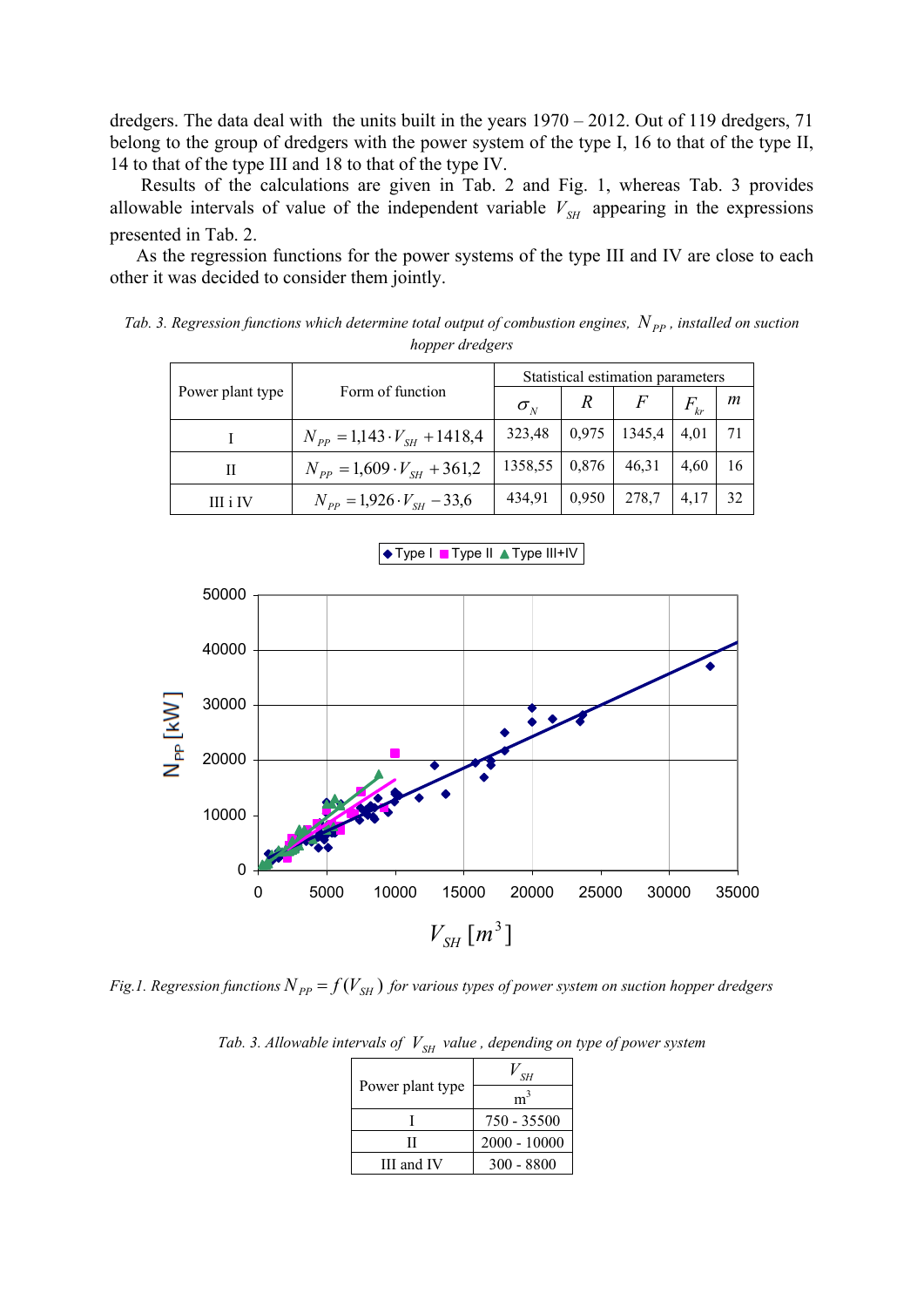dredgers. The data deal with the units built in the years 1970 – 2012. Out of 119 dredgers, 71 belong to the group of dredgers with the power system of the type I, 16 to that of the type II, 14 to that of the type III and 18 to that of the type IV.

Results of the calculations are given in Tab. 2 and Fig. 1, whereas Tab. 3 provides allowable intervals of value of the independent variable $V_{SH}$ appearing in the expressions presented in Tab. 2.

As the regression functions for the power systems of the type III and IV are close to each other it was decided to consider them jointly.

*Tab. 3. Regression functions which determine total output of combustion engines, $N_{PP}$, installed on suction hopper dredgers*

| Power plant type | Form of function | Statistical estimation parameters | | | | |
|---|---|---|---|---|---|---|
| | | $\sigma_N$ | $R$ | $F$ | $F_{kr}$ | $m$ |
| I | $N_{PP} = 1{,}143 \cdot V_{SH} + 1418{,}4$ | 323,48 | 0,975 | 1345,4 | 4,01 | 71 |
| II | $N_{PP} = 1{,}609 \cdot V_{SH} + 361{,}2$ | 1358,55 | 0,876 | 46,31 | 4,60 | 16 |
| III i IV | $N_{PP} = 1{,}926 \cdot V_{SH} - 33{,}6$ | 434,91 | 0,950 | 278,7 | 4,17 | 32 |

*Fig.1. Regression functions $N_{PP} = f(V_{SH})$ for various types of power system on suction hopper dredgers*

*Tab. 3. Allowable intervals of $V_{SH}$ value, depending on type of power system*

| Power plant type | $V_{SH}$ |
|---|---|
| | $m^3$ |
| I | 750 - 35500 |
| II | 2000 - 10000 |
| III and IV | 300 - 8800 |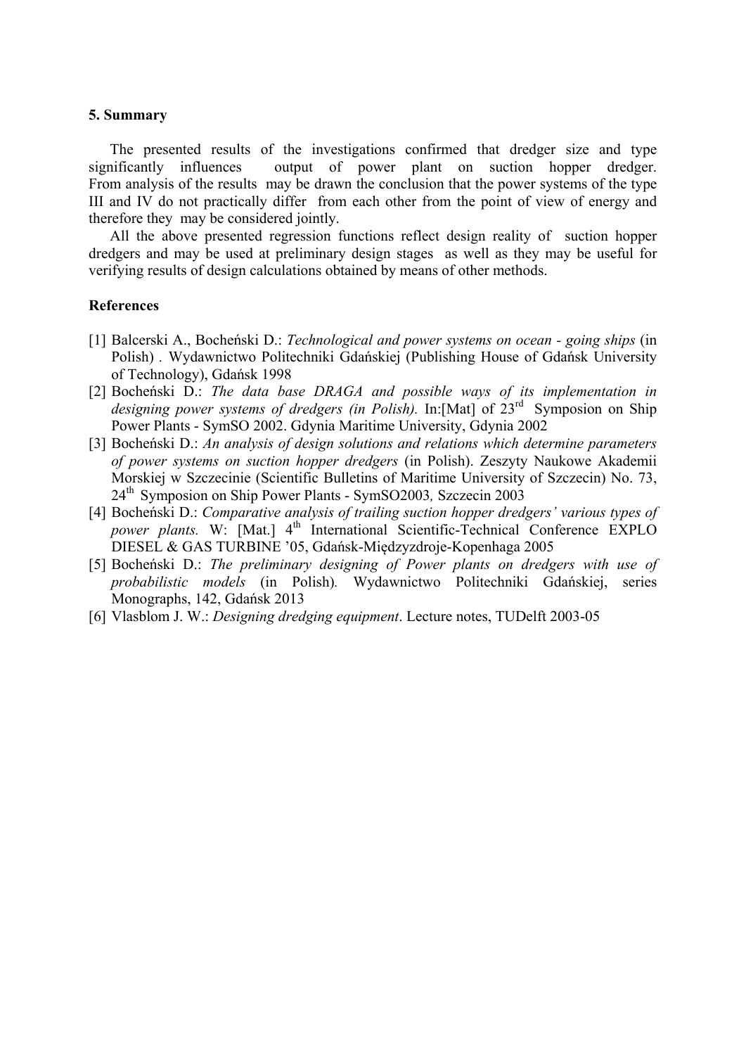## 5. Summary

The presented results of the investigations confirmed that dredger size and type significantly influences output of power plant on suction hopper dredger. From analysis of the results may be drawn the conclusion that the power systems of the type III and IV do not practically differ from each other from the point of view of energy and therefore they may be considered jointly.

All the above presented regression functions reflect design reality of suction hopper dredgers and may be used at preliminary design stages as well as they may be useful for verifying results of design calculations obtained by means of other methods.

## References

[1] Balcerski A., Bocheński D.: *Technological and power systems on ocean - going ships* (in Polish) . Wydawnictwo Politechniki Gdańskiej (Publishing House of Gdańsk University of Technology), Gdańsk 1998

[2] Bocheński D.: *The data base DRAGA and possible ways of its implementation in designing power systems of dredgers (in Polish).* In:[Mat] of 23rd Symposion on Ship Power Plants - SymSO 2002. Gdynia Maritime University, Gdynia 2002

[3] Bocheński D.: *An analysis of design solutions and relations which determine parameters of power systems on suction hopper dredgers* (in Polish). Zeszyty Naukowe Akademii Morskiej w Szczecinie (Scientific Bulletins of Maritime University of Szczecin) No. 73, 24th Symposion on Ship Power Plants - SymSO2003*,* Szczecin 2003

[4] Bocheński D.: *Comparative analysis of trailing suction hopper dredgers' various types of power plants.* W: [Mat.] 4th International Scientific-Technical Conference EXPLO DIESEL & GAS TURBINE '05, Gdańsk-Międzyzdroje-Kopenhaga 2005

[5] Bocheński D.: *The preliminary designing of Power plants on dredgers with use of probabilistic models* (in Polish)*.* Wydawnictwo Politechniki Gdańskiej, series Monographs, 142, Gdańsk 2013

[6] Vlasblom J. W.: *Designing dredging equipment*. Lecture notes, TUDelft 2003-05